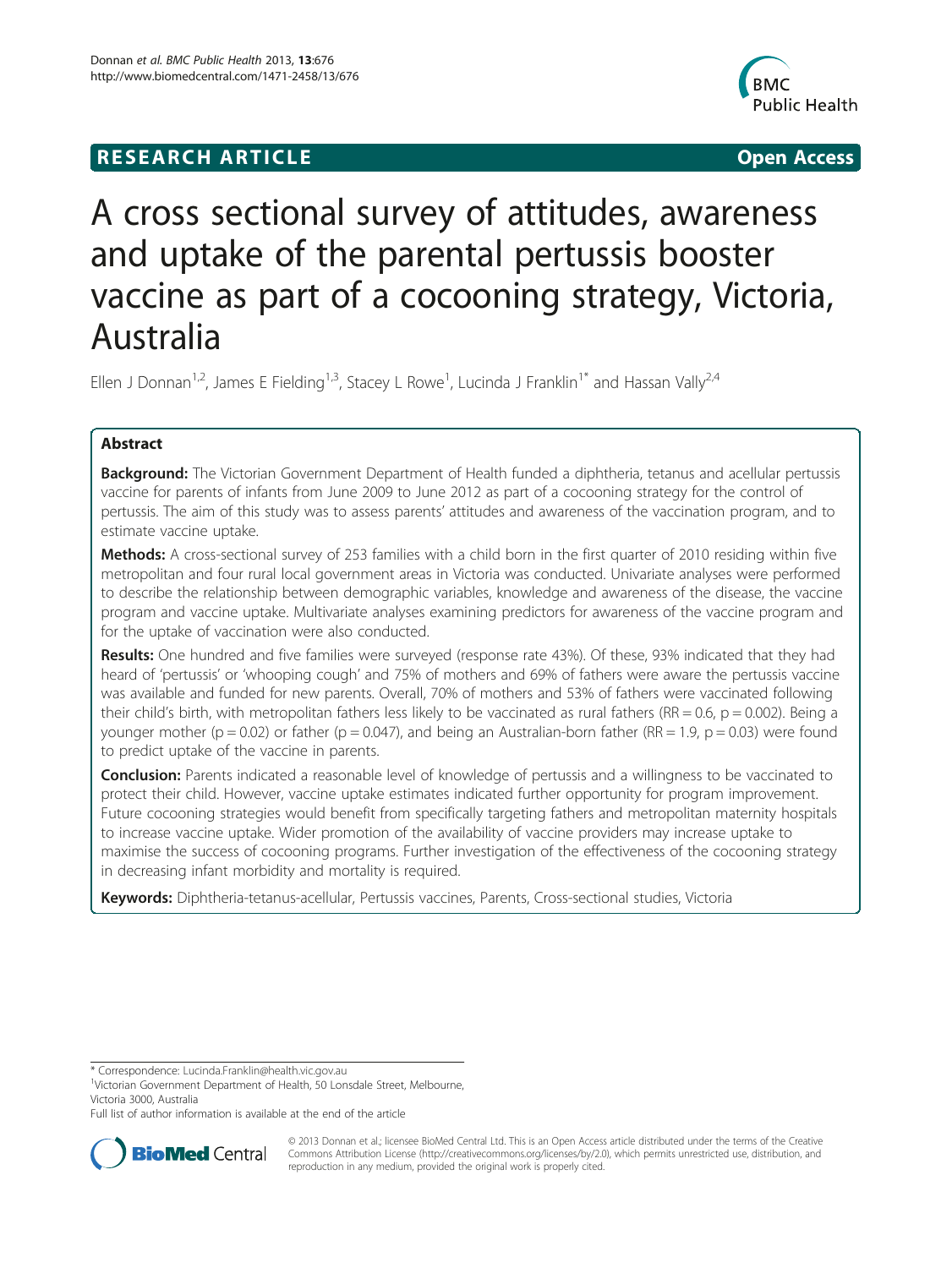**RESEARCH ARTICLE** **Open Access**

# A cross sectional survey of attitudes, awareness and uptake of the parental pertussis booster vaccine as part of a cocooning strategy, Victoria, Australia

Ellen J Donnan[1,2], James E Fielding[1,3], Stacey L Rowe[1], Lucinda J Franklin[1*] and Hassan Vally[2,4]

## Abstract

**Background:** The Victorian Government Department of Health funded a diphtheria, tetanus and acellular pertussis vaccine for parents of infants from June 2009 to June 2012 as part of a cocooning strategy for the control of pertussis. The aim of this study was to assess parents' attitudes and awareness of the vaccination program, and to estimate vaccine uptake.

**Methods:** A cross-sectional survey of 253 families with a child born in the first quarter of 2010 residing within five metropolitan and four rural local government areas in Victoria was conducted. Univariate analyses were performed to describe the relationship between demographic variables, knowledge and awareness of the disease, the vaccine program and vaccine uptake. Multivariate analyses examining predictors for awareness of the vaccine program and for the uptake of vaccination were also conducted.

**Results:** One hundred and five families were surveyed (response rate 43%). Of these, 93% indicated that they had heard of 'pertussis' or 'whooping cough' and 75% of mothers and 69% of fathers were aware the pertussis vaccine was available and funded for new parents. Overall, 70% of mothers and 53% of fathers were vaccinated following their child's birth, with metropolitan fathers less likely to be vaccinated as rural fathers (RR = 0.6, $p = 0.002$). Being a younger mother ($p = 0.02$) or father ($p = 0.047$), and being an Australian-born father (RR = 1.9, $p = 0.03$) were found to predict uptake of the vaccine in parents.

**Conclusion:** Parents indicated a reasonable level of knowledge of pertussis and a willingness to be vaccinated to protect their child. However, vaccine uptake estimates indicated further opportunity for program improvement. Future cocooning strategies would benefit from specifically targeting fathers and metropolitan maternity hospitals to increase vaccine uptake. Wider promotion of the availability of vaccine providers may increase uptake to maximise the success of cocooning programs. Further investigation of the effectiveness of the cocooning strategy in decreasing infant morbidity and mortality is required.

**Keywords:** Diphtheria-tetanus-acellular, Pertussis vaccines, Parents, Cross-sectional studies, Victoria

---

\* Correspondence: Lucinda.Franklin@health.vic.gov.au
[1]Victorian Government Department of Health, 50 Lonsdale Street, Melbourne, Victoria 3000, Australia
Full list of author information is available at the end of the article

© 2013 Donnan et al.; licensee BioMed Central Ltd. This is an Open Access article distributed under the terms of the Creative Commons Attribution License (http://creativecommons.org/licenses/by/2.0), which permits unrestricted use, distribution, and reproduction in any medium, provided the original work is properly cited.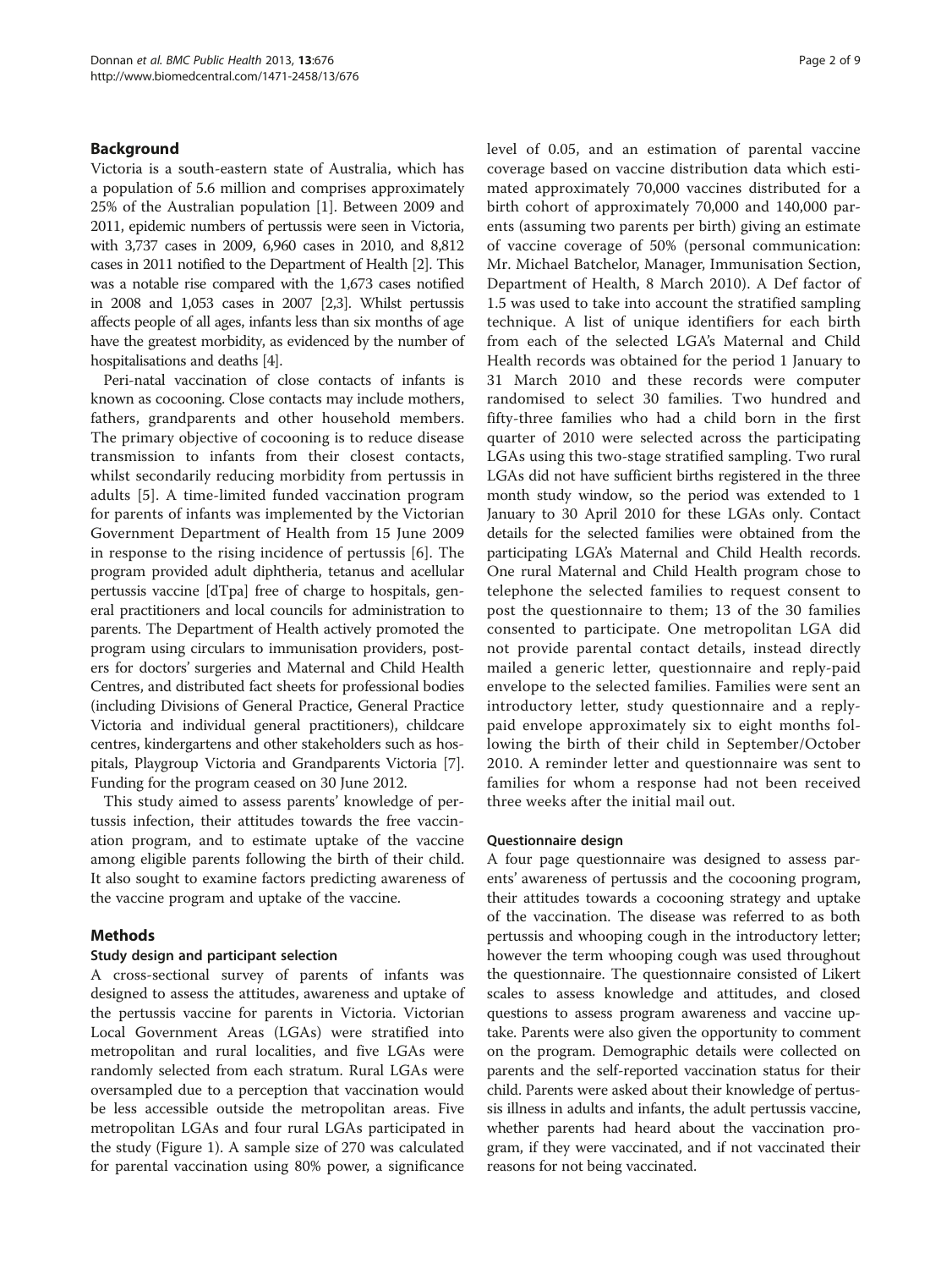## Background

Victoria is a south-eastern state of Australia, which has a population of 5.6 million and comprises approximately 25% of the Australian population [1]. Between 2009 and 2011, epidemic numbers of pertussis were seen in Victoria, with 3,737 cases in 2009, 6,960 cases in 2010, and 8,812 cases in 2011 notified to the Department of Health [2]. This was a notable rise compared with the 1,673 cases notified in 2008 and 1,053 cases in 2007 [2,3]. Whilst pertussis affects people of all ages, infants less than six months of age have the greatest morbidity, as evidenced by the number of hospitalisations and deaths [4].

Peri-natal vaccination of close contacts of infants is known as cocooning. Close contacts may include mothers, fathers, grandparents and other household members. The primary objective of cocooning is to reduce disease transmission to infants from their closest contacts, whilst secondarily reducing morbidity from pertussis in adults [5]. A time-limited funded vaccination program for parents of infants was implemented by the Victorian Government Department of Health from 15 June 2009 in response to the rising incidence of pertussis [6]. The program provided adult diphtheria, tetanus and acellular pertussis vaccine [dTpa] free of charge to hospitals, general practitioners and local councils for administration to parents. The Department of Health actively promoted the program using circulars to immunisation providers, posters for doctors' surgeries and Maternal and Child Health Centres, and distributed fact sheets for professional bodies (including Divisions of General Practice, General Practice Victoria and individual general practitioners), childcare centres, kindergartens and other stakeholders such as hospitals, Playgroup Victoria and Grandparents Victoria [7]. Funding for the program ceased on 30 June 2012.

This study aimed to assess parents' knowledge of pertussis infection, their attitudes towards the free vaccination program, and to estimate uptake of the vaccine among eligible parents following the birth of their child. It also sought to examine factors predicting awareness of the vaccine program and uptake of the vaccine.

## Methods

### Study design and participant selection

A cross-sectional survey of parents of infants was designed to assess the attitudes, awareness and uptake of the pertussis vaccine for parents in Victoria. Victorian Local Government Areas (LGAs) were stratified into metropolitan and rural localities, and five LGAs were randomly selected from each stratum. Rural LGAs were oversampled due to a perception that vaccination would be less accessible outside the metropolitan areas. Five metropolitan LGAs and four rural LGAs participated in the study (Figure 1). A sample size of 270 was calculated for parental vaccination using 80% power, a significance level of 0.05, and an estimation of parental vaccine coverage based on vaccine distribution data which estimated approximately 70,000 vaccines distributed for a birth cohort of approximately 70,000 and 140,000 parents (assuming two parents per birth) giving an estimate of vaccine coverage of 50% (personal communication: Mr. Michael Batchelor, Manager, Immunisation Section, Department of Health, 8 March 2010). A Def factor of 1.5 was used to take into account the stratified sampling technique. A list of unique identifiers for each birth from each of the selected LGA's Maternal and Child Health records was obtained for the period 1 January to 31 March 2010 and these records were computer randomised to select 30 families. Two hundred and fifty-three families who had a child born in the first quarter of 2010 were selected across the participating LGAs using this two-stage stratified sampling. Two rural LGAs did not have sufficient births registered in the three month study window, so the period was extended to 1 January to 30 April 2010 for these LGAs only. Contact details for the selected families were obtained from the participating LGA's Maternal and Child Health records. One rural Maternal and Child Health program chose to telephone the selected families to request consent to post the questionnaire to them; 13 of the 30 families consented to participate. One metropolitan LGA did not provide parental contact details, instead directly mailed a generic letter, questionnaire and reply-paid envelope to the selected families. Families were sent an introductory letter, study questionnaire and a reply-paid envelope approximately six to eight months following the birth of their child in September/October 2010. A reminder letter and questionnaire was sent to families for whom a response had not been received three weeks after the initial mail out.

### Questionnaire design

A four page questionnaire was designed to assess parents' awareness of pertussis and the cocooning program, their attitudes towards a cocooning strategy and uptake of the vaccination. The disease was referred to as both pertussis and whooping cough in the introductory letter; however the term whooping cough was used throughout the questionnaire. The questionnaire consisted of Likert scales to assess knowledge and attitudes, and closed questions to assess program awareness and vaccine uptake. Parents were also given the opportunity to comment on the program. Demographic details were collected on parents and the self-reported vaccination status for their child. Parents were asked about their knowledge of pertussis illness in adults and infants, the adult pertussis vaccine, whether parents had heard about the vaccination program, if they were vaccinated, and if not vaccinated their reasons for not being vaccinated.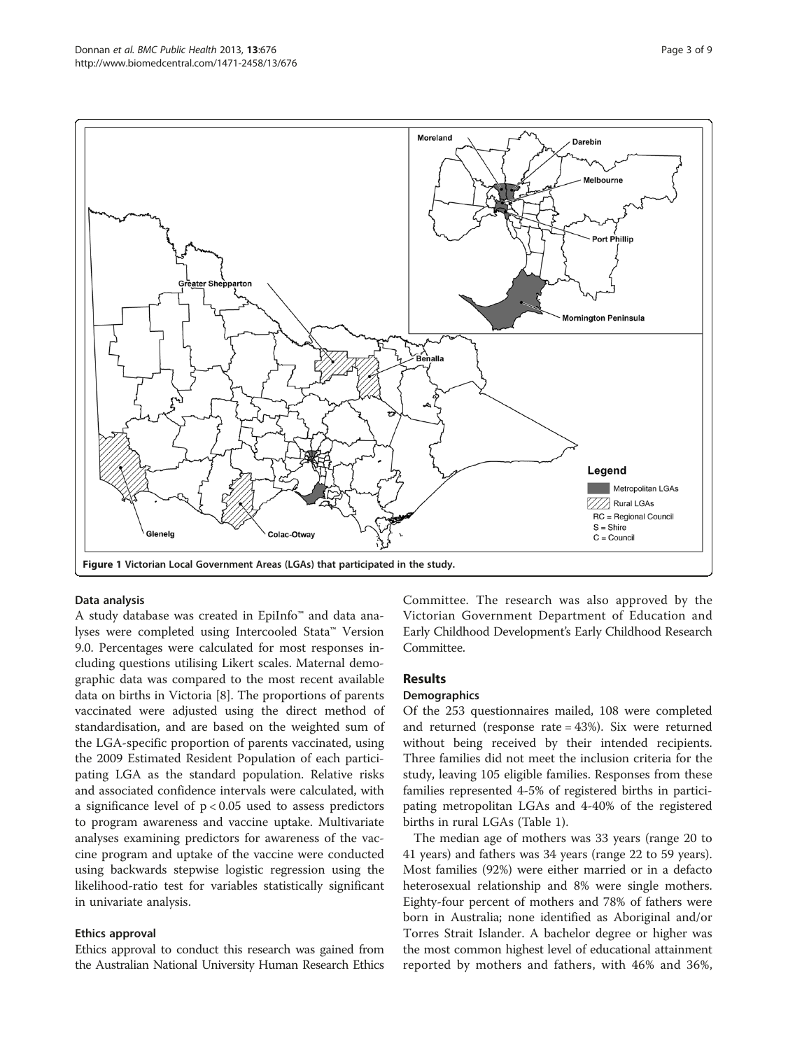Figure 1 Victorian Local Government Areas (LGAs) that participated in the study.

### Data analysis

A study database was created in EpiInfo™ and data analyses were completed using Intercooled Stata™ Version 9.0. Percentages were calculated for most responses including questions utilising Likert scales. Maternal demographic data was compared to the most recent available data on births in Victoria [8]. The proportions of parents vaccinated were adjusted using the direct method of standardisation, and are based on the weighted sum of the LGA-specific proportion of parents vaccinated, using the 2009 Estimated Resident Population of each participating LGA as the standard population. Relative risks and associated confidence intervals were calculated, with a significance level of $p < 0.05$ used to assess predictors to program awareness and vaccine uptake. Multivariate analyses examining predictors for awareness of the vaccine program and uptake of the vaccine were conducted using backwards stepwise logistic regression using the likelihood-ratio test for variables statistically significant in univariate analysis.

### Ethics approval

Ethics approval to conduct this research was gained from the Australian National University Human Research Ethics Committee. The research was also approved by the Victorian Government Department of Education and Early Childhood Development's Early Childhood Research Committee.

## Results

### Demographics

Of the 253 questionnaires mailed, 108 were completed and returned (response rate = 43%). Six were returned without being received by their intended recipients. Three families did not meet the inclusion criteria for the study, leaving 105 eligible families. Responses from these families represented 4-5% of registered births in participating metropolitan LGAs and 4-40% of the registered births in rural LGAs (Table 1).

The median age of mothers was 33 years (range 20 to 41 years) and fathers was 34 years (range 22 to 59 years). Most families (92%) were either married or in a defacto heterosexual relationship and 8% were single mothers. Eighty-four percent of mothers and 78% of fathers were born in Australia; none identified as Aboriginal and/or Torres Strait Islander. A bachelor degree or higher was the most common highest level of educational attainment reported by mothers and fathers, with 46% and 36%,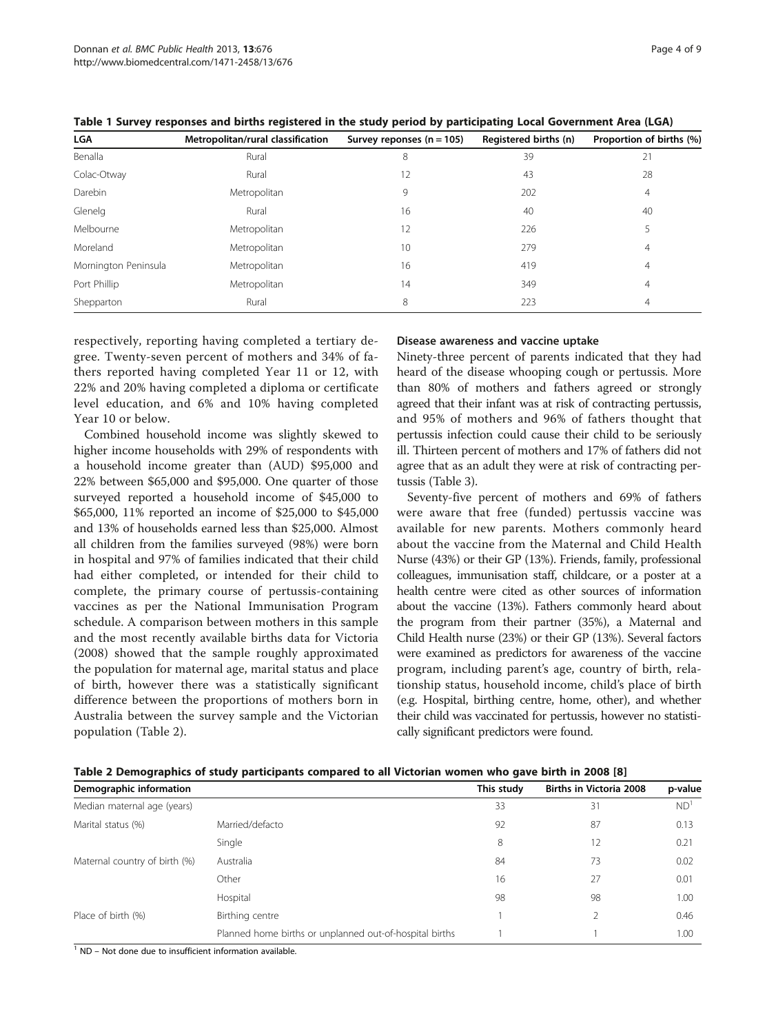**Table 1 Survey responses and births registered in the study period by participating Local Government Area (LGA)**

| LGA | Metropolitan/rural classification | Survey reponses (n = 105) | Registered births (n) | Proportion of births (%) |
|---|---|---|---|---|
| Benalla | Rural | 8 | 39 | 21 |
| Colac-Otway | Rural | 12 | 43 | 28 |
| Darebin | Metropolitan | 9 | 202 | 4 |
| Glenelg | Rural | 16 | 40 | 40 |
| Melbourne | Metropolitan | 12 | 226 | 5 |
| Moreland | Metropolitan | 10 | 279 | 4 |
| Mornington Peninsula | Metropolitan | 16 | 419 | 4 |
| Port Phillip | Metropolitan | 14 | 349 | 4 |
| Shepparton | Rural | 8 | 223 | 4 |

respectively, reporting having completed a tertiary degree. Twenty-seven percent of mothers and 34% of fathers reported having completed Year 11 or 12, with 22% and 20% having completed a diploma or certificate level education, and 6% and 10% having completed Year 10 or below.

Combined household income was slightly skewed to higher income households with 29% of respondents with a household income greater than (AUD) $95,000 and 22% between $65,000 and $95,000. One quarter of those surveyed reported a household income of $45,000 to $65,000, 11% reported an income of $25,000 to $45,000 and 13% of households earned less than $25,000. Almost all children from the families surveyed (98%) were born in hospital and 97% of families indicated that their child had either completed, or intended for their child to complete, the primary course of pertussis-containing vaccines as per the National Immunisation Program schedule. A comparison between mothers in this sample and the most recently available births data for Victoria (2008) showed that the sample roughly approximated the population for maternal age, marital status and place of birth, however there was a statistically significant difference between the proportions of mothers born in Australia between the survey sample and the Victorian population (Table 2).

### Disease awareness and vaccine uptake

Ninety-three percent of parents indicated that they had heard of the disease whooping cough or pertussis. More than 80% of mothers and fathers agreed or strongly agreed that their infant was at risk of contracting pertussis, and 95% of mothers and 96% of fathers thought that pertussis infection could cause their child to be seriously ill. Thirteen percent of mothers and 17% of fathers did not agree that as an adult they were at risk of contracting pertussis (Table 3).

Seventy-five percent of mothers and 69% of fathers were aware that free (funded) pertussis vaccine was available for new parents. Mothers commonly heard about the vaccine from the Maternal and Child Health Nurse (43%) or their GP (13%). Friends, family, professional colleagues, immunisation staff, childcare, or a poster at a health centre were cited as other sources of information about the vaccine (13%). Fathers commonly heard about the program from their partner (35%), a Maternal and Child Health nurse (23%) or their GP (13%). Several factors were examined as predictors for awareness of the vaccine program, including parent's age, country of birth, relationship status, household income, child's place of birth (e.g. Hospital, birthing centre, home, other), and whether their child was vaccinated for pertussis, however no statistically significant predictors were found.

**Table 2 Demographics of study participants compared to all Victorian women who gave birth in 2008 [8]**

| Demographic information | | This study | Births in Victoria 2008 | p-value |
|---|---|---|---|---|
| Median maternal age (years) | | 33 | 31 | ND[1] |
| Marital status (%) | Married/defacto | 92 | 87 | 0.13 |
| | Single | 8 | 12 | 0.21 |
| Maternal country of birth (%) | Australia | 84 | 73 | 0.02 |
| | Other | 16 | 27 | 0.01 |
| Place of birth (%) | Hospital | 98 | 98 | 1.00 |
| | Birthing centre | 1 | 2 | 0.46 |
| | Planned home births or unplanned out-of-hospital births | 1 | 1 | 1.00 |

[1] ND – Not done due to insufficient information available.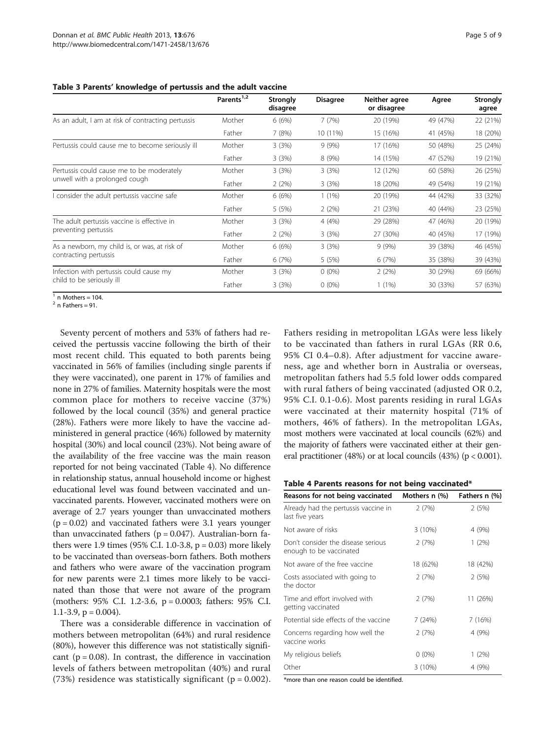**Table 3 Parents' knowledge of pertussis and the adult vaccine**

| | Parents[1,2] | Strongly disagree | Disagree | Neither agree or disagree | Agree | Strongly agree |
|---|---|---|---|---|---|---|
| As an adult, I am at risk of contracting pertussis | Mother | 6 (6%) | 7 (7%) | 20 (19%) | 49 (47%) | 22 (21%) |
| | Father | 7 (8%) | 10 (11%) | 15 (16%) | 41 (45%) | 18 (20%) |
| Pertussis could cause me to become seriously ill | Mother | 3 (3%) | 9 (9%) | 17 (16%) | 50 (48%) | 25 (24%) |
| | Father | 3 (3%) | 8 (9%) | 14 (15%) | 47 (52%) | 19 (21%) |
| Pertussis could cause me to be moderately unwell with a prolonged cough | Mother | 3 (3%) | 3 (3%) | 12 (12%) | 60 (58%) | 26 (25%) |
| | Father | 2 (2%) | 3 (3%) | 18 (20%) | 49 (54%) | 19 (21%) |
| I consider the adult pertussis vaccine safe | Mother | 6 (6%) | 1 (1%) | 20 (19%) | 44 (42%) | 33 (32%) |
| | Father | 5 (5%) | 2 (2%) | 21 (23%) | 40 (44%) | 23 (25%) |
| The adult pertussis vaccine is effective in preventing pertussis | Mother | 3 (3%) | 4 (4%) | 29 (28%) | 47 (46%) | 20 (19%) |
| | Father | 2 (2%) | 3 (3%) | 27 (30%) | 40 (45%) | 17 (19%) |
| As a newborn, my child is, or was, at risk of contracting pertussis | Mother | 6 (6%) | 3 (3%) | 9 (9%) | 39 (38%) | 46 (45%) |
| | Father | 6 (7%) | 5 (5%) | 6 (7%) | 35 (38%) | 39 (43%) |
| Infection with pertussis could cause my child to be seriously ill | Mother | 3 (3%) | 0 (0%) | 2 (2%) | 30 (29%) | 69 (66%) |
| | Father | 3 (3%) | 0 (0%) | 1 (1%) | 30 (33%) | 57 (63%) |

[1] n Mothers = 104.
[2] n Fathers = 91.

Seventy percent of mothers and 53% of fathers had received the pertussis vaccine following the birth of their most recent child. This equated to both parents being vaccinated in 56% of families (including single parents if they were vaccinated), one parent in 17% of families and none in 27% of families. Maternity hospitals were the most common place for mothers to receive vaccine (37%) followed by the local council (35%) and general practice (28%). Fathers were more likely to have the vaccine administered in general practice (46%) followed by maternity hospital (30%) and local council (23%). Not being aware of the availability of the free vaccine was the main reason reported for not being vaccinated (Table 4). No difference in relationship status, annual household income or highest educational level was found between vaccinated and unvaccinated parents. However, vaccinated mothers were on average of 2.7 years younger than unvaccinated mothers ($p = 0.02$) and vaccinated fathers were 3.1 years younger than unvaccinated fathers ($p = 0.047$). Australian-born fathers were 1.9 times (95% C.I. 1.0-3.8, $p = 0.03$) more likely to be vaccinated than overseas-born fathers. Both mothers and fathers who were aware of the vaccination program for new parents were 2.1 times more likely to be vaccinated than those that were not aware of the program (mothers: 95% C.I. 1.2-3.6, $p = 0.0003$; fathers: 95% C.I. 1.1-3.9, $p = 0.004$).

There was a considerable difference in vaccination of mothers between metropolitan (64%) and rural residence (80%), however this difference was not statistically significant ($p = 0.08$). In contrast, the difference in vaccination levels of fathers between metropolitan (40%) and rural (73%) residence was statistically significant ($p = 0.002$). Fathers residing in metropolitan LGAs were less likely to be vaccinated than fathers in rural LGAs (RR 0.6, 95% CI 0.4–0.8). After adjustment for vaccine awareness, age and whether born in Australia or overseas, metropolitan fathers had 5.5 fold lower odds compared with rural fathers of being vaccinated (adjusted OR 0.2, 95% C.I. 0.1-0.6). Most parents residing in rural LGAs were vaccinated at their maternity hospital (71% of mothers, 46% of fathers). In the metropolitan LGAs, most mothers were vaccinated at local councils (62%) and the majority of fathers were vaccinated either at their general practitioner (48%) or at local councils (43%) ($p < 0.001$).

**Table 4 Parents reasons for not being vaccinated***

| Reasons for not being vaccinated | Mothers n (%) | Fathers n (%) |
|---|---|---|
| Already had the pertussis vaccine in last five years | 2 (7%) | 2 (5%) |
| Not aware of risks | 3 (10%) | 4 (9%) |
| Don't consider the disease serious enough to be vaccinated | 2 (7%) | 1 (2%) |
| Not aware of the free vaccine | 18 (62%) | 18 (42%) |
| Costs associated with going to the doctor | 2 (7%) | 2 (5%) |
| Time and effort involved with getting vaccinated | 2 (7%) | 11 (26%) |
| Potential side effects of the vaccine | 7 (24%) | 7 (16%) |
| Concerns regarding how well the vaccine works | 2 (7%) | 4 (9%) |
| My religious beliefs | 0 (0%) | 1 (2%) |
| Other | 3 (10%) | 4 (9%) |

*more than one reason could be identified.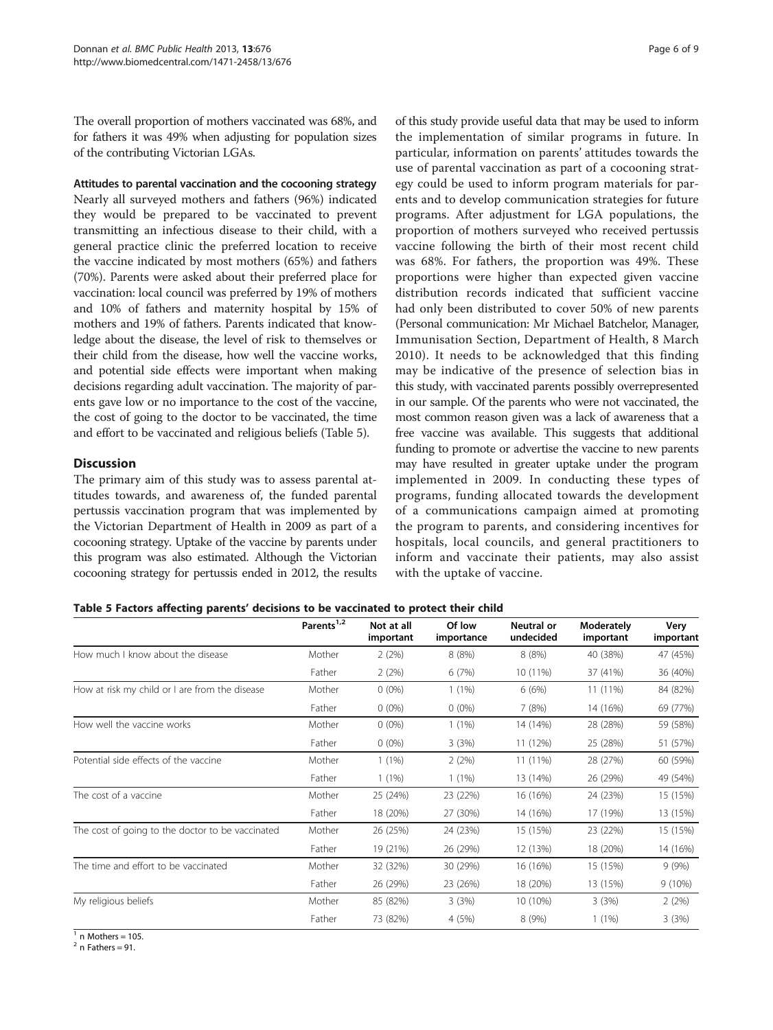The overall proportion of mothers vaccinated was 68%, and for fathers it was 49% when adjusting for population sizes of the contributing Victorian LGAs.

**Attitudes to parental vaccination and the cocooning strategy**

Nearly all surveyed mothers and fathers (96%) indicated they would be prepared to be vaccinated to prevent transmitting an infectious disease to their child, with a general practice clinic the preferred location to receive the vaccine indicated by most mothers (65%) and fathers (70%). Parents were asked about their preferred place for vaccination: local council was preferred by 19% of mothers and 10% of fathers and maternity hospital by 15% of mothers and 19% of fathers. Parents indicated that knowledge about the disease, the level of risk to themselves or their child from the disease, how well the vaccine works, and potential side effects were important when making decisions regarding adult vaccination. The majority of parents gave low or no importance to the cost of the vaccine, the cost of going to the doctor to be vaccinated, the time and effort to be vaccinated and religious beliefs (Table 5).

## Discussion

The primary aim of this study was to assess parental attitudes towards, and awareness of, the funded parental pertussis vaccination program that was implemented by the Victorian Department of Health in 2009 as part of a cocooning strategy. Uptake of the vaccine by parents under this program was also estimated. Although the Victorian cocooning strategy for pertussis ended in 2012, the results of this study provide useful data that may be used to inform the implementation of similar programs in future. In particular, information on parents' attitudes towards the use of parental vaccination as part of a cocooning strategy could be used to inform program materials for parents and to develop communication strategies for future programs. After adjustment for LGA populations, the proportion of mothers surveyed who received pertussis vaccine following the birth of their most recent child was 68%. For fathers, the proportion was 49%. These proportions were higher than expected given vaccine distribution records indicated that sufficient vaccine had only been distributed to cover 50% of new parents (Personal communication: Mr Michael Batchelor, Manager, Immunisation Section, Department of Health, 8 March 2010). It needs to be acknowledged that this finding may be indicative of the presence of selection bias in this study, with vaccinated parents possibly overrepresented in our sample. Of the parents who were not vaccinated, the most common reason given was a lack of awareness that a free vaccine was available. This suggests that additional funding to promote or advertise the vaccine to new parents may have resulted in greater uptake under the program implemented in 2009. In conducting these types of programs, funding allocated towards the development of a communications campaign aimed at promoting the program to parents, and considering incentives for hospitals, local councils, and general practitioners to inform and vaccinate their patients, may also assist with the uptake of vaccine.

**Table 5 Factors affecting parents' decisions to be vaccinated to protect their child**

| | Parents[1,2] | Not at all important | Of low importance | Neutral or undecided | Moderately important | Very important |
|---|---|---|---|---|---|---|
| How much I know about the disease | Mother | 2 (2%) | 8 (8%) | 8 (8%) | 40 (38%) | 47 (45%) |
| | Father | 2 (2%) | 6 (7%) | 10 (11%) | 37 (41%) | 36 (40%) |
| How at risk my child or I are from the disease | Mother | 0 (0%) | 1 (1%) | 6 (6%) | 11 (11%) | 84 (82%) |
| | Father | 0 (0%) | 0 (0%) | 7 (8%) | 14 (16%) | 69 (77%) |
| How well the vaccine works | Mother | 0 (0%) | 1 (1%) | 14 (14%) | 28 (28%) | 59 (58%) |
| | Father | 0 (0%) | 3 (3%) | 11 (12%) | 25 (28%) | 51 (57%) |
| Potential side effects of the vaccine | Mother | 1 (1%) | 2 (2%) | 11 (11%) | 28 (27%) | 60 (59%) |
| | Father | 1 (1%) | 1 (1%) | 13 (14%) | 26 (29%) | 49 (54%) |
| The cost of a vaccine | Mother | 25 (24%) | 23 (22%) | 16 (16%) | 24 (23%) | 15 (15%) |
| | Father | 18 (20%) | 27 (30%) | 14 (16%) | 17 (19%) | 13 (15%) |
| The cost of going to the doctor to be vaccinated | Mother | 26 (25%) | 24 (23%) | 15 (15%) | 23 (22%) | 15 (15%) |
| | Father | 19 (21%) | 26 (29%) | 12 (13%) | 18 (20%) | 14 (16%) |
| The time and effort to be vaccinated | Mother | 32 (32%) | 30 (29%) | 16 (16%) | 15 (15%) | 9 (9%) |
| | Father | 26 (29%) | 23 (26%) | 18 (20%) | 13 (15%) | 9 (10%) |
| My religious beliefs | Mother | 85 (82%) | 3 (3%) | 10 (10%) | 3 (3%) | 2 (2%) |
| | Father | 73 (82%) | 4 (5%) | 8 (9%) | 1 (1%) | 3 (3%) |

[1] n Mothers = 105.
[2] n Fathers = 91.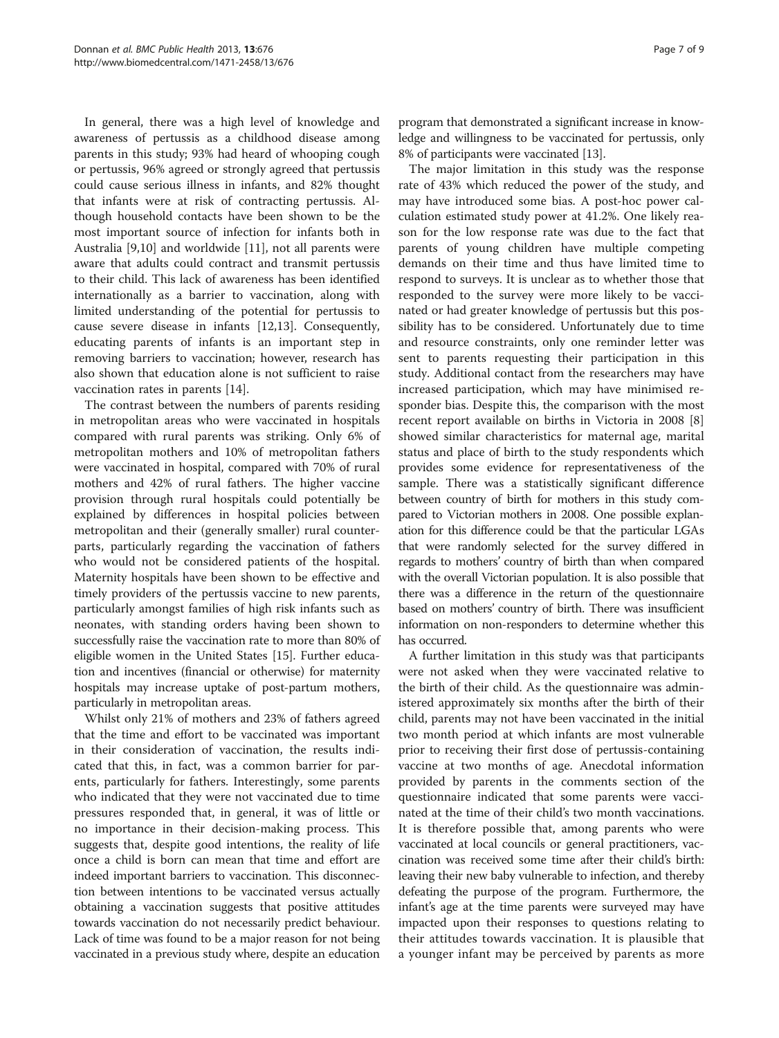In general, there was a high level of knowledge and awareness of pertussis as a childhood disease among parents in this study; 93% had heard of whooping cough or pertussis, 96% agreed or strongly agreed that pertussis could cause serious illness in infants, and 82% thought that infants were at risk of contracting pertussis. Although household contacts have been shown to be the most important source of infection for infants both in Australia [9,10] and worldwide [11], not all parents were aware that adults could contract and transmit pertussis to their child. This lack of awareness has been identified internationally as a barrier to vaccination, along with limited understanding of the potential for pertussis to cause severe disease in infants [12,13]. Consequently, educating parents of infants is an important step in removing barriers to vaccination; however, research has also shown that education alone is not sufficient to raise vaccination rates in parents [14].

The contrast between the numbers of parents residing in metropolitan areas who were vaccinated in hospitals compared with rural parents was striking. Only 6% of metropolitan mothers and 10% of metropolitan fathers were vaccinated in hospital, compared with 70% of rural mothers and 42% of rural fathers. The higher vaccine provision through rural hospitals could potentially be explained by differences in hospital policies between metropolitan and their (generally smaller) rural counterparts, particularly regarding the vaccination of fathers who would not be considered patients of the hospital. Maternity hospitals have been shown to be effective and timely providers of the pertussis vaccine to new parents, particularly amongst families of high risk infants such as neonates, with standing orders having been shown to successfully raise the vaccination rate to more than 80% of eligible women in the United States [15]. Further education and incentives (financial or otherwise) for maternity hospitals may increase uptake of post-partum mothers, particularly in metropolitan areas.

Whilst only 21% of mothers and 23% of fathers agreed that the time and effort to be vaccinated was important in their consideration of vaccination, the results indicated that this, in fact, was a common barrier for parents, particularly for fathers. Interestingly, some parents who indicated that they were not vaccinated due to time pressures responded that, in general, it was of little or no importance in their decision-making process. This suggests that, despite good intentions, the reality of life once a child is born can mean that time and effort are indeed important barriers to vaccination. This disconnection between intentions to be vaccinated versus actually obtaining a vaccination suggests that positive attitudes towards vaccination do not necessarily predict behaviour. Lack of time was found to be a major reason for not being vaccinated in a previous study where, despite an education program that demonstrated a significant increase in knowledge and willingness to be vaccinated for pertussis, only 8% of participants were vaccinated [13].

The major limitation in this study was the response rate of 43% which reduced the power of the study, and may have introduced some bias. A post-hoc power calculation estimated study power at 41.2%. One likely reason for the low response rate was due to the fact that parents of young children have multiple competing demands on their time and thus have limited time to respond to surveys. It is unclear as to whether those that responded to the survey were more likely to be vaccinated or had greater knowledge of pertussis but this possibility has to be considered. Unfortunately due to time and resource constraints, only one reminder letter was sent to parents requesting their participation in this study. Additional contact from the researchers may have increased participation, which may have minimised responder bias. Despite this, the comparison with the most recent report available on births in Victoria in 2008 [8] showed similar characteristics for maternal age, marital status and place of birth to the study respondents which provides some evidence for representativeness of the sample. There was a statistically significant difference between country of birth for mothers in this study compared to Victorian mothers in 2008. One possible explanation for this difference could be that the particular LGAs that were randomly selected for the survey differed in regards to mothers' country of birth than when compared with the overall Victorian population. It is also possible that there was a difference in the return of the questionnaire based on mothers' country of birth. There was insufficient information on non-responders to determine whether this has occurred.

A further limitation in this study was that participants were not asked when they were vaccinated relative to the birth of their child. As the questionnaire was administered approximately six months after the birth of their child, parents may not have been vaccinated in the initial two month period at which infants are most vulnerable prior to receiving their first dose of pertussis-containing vaccine at two months of age. Anecdotal information provided by parents in the comments section of the questionnaire indicated that some parents were vaccinated at the time of their child's two month vaccinations. It is therefore possible that, among parents who were vaccinated at local councils or general practitioners, vaccination was received some time after their child's birth: leaving their new baby vulnerable to infection, and thereby defeating the purpose of the program. Furthermore, the infant's age at the time parents were surveyed may have impacted upon their responses to questions relating to their attitudes towards vaccination. It is plausible that a younger infant may be perceived by parents as more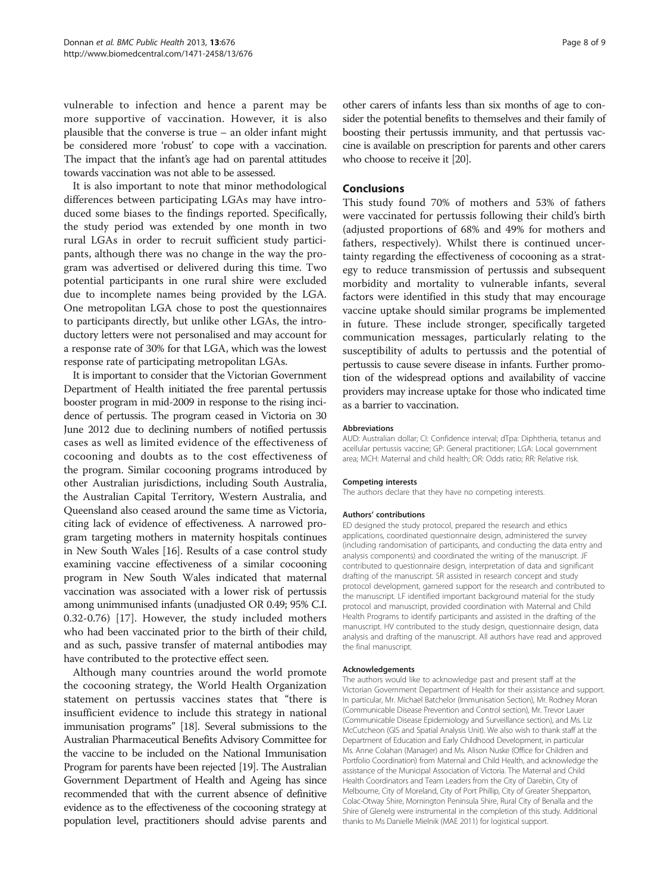vulnerable to infection and hence a parent may be more supportive of vaccination. However, it is also plausible that the converse is true – an older infant might be considered more 'robust' to cope with a vaccination. The impact that the infant's age had on parental attitudes towards vaccination was not able to be assessed.

It is also important to note that minor methodological differences between participating LGAs may have introduced some biases to the findings reported. Specifically, the study period was extended by one month in two rural LGAs in order to recruit sufficient study participants, although there was no change in the way the program was advertised or delivered during this time. Two potential participants in one rural shire were excluded due to incomplete names being provided by the LGA. One metropolitan LGA chose to post the questionnaires to participants directly, but unlike other LGAs, the introductory letters were not personalised and may account for a response rate of 30% for that LGA, which was the lowest response rate of participating metropolitan LGAs.

It is important to consider that the Victorian Government Department of Health initiated the free parental pertussis booster program in mid-2009 in response to the rising incidence of pertussis. The program ceased in Victoria on 30 June 2012 due to declining numbers of notified pertussis cases as well as limited evidence of the effectiveness of cocooning and doubts as to the cost effectiveness of the program. Similar cocooning programs introduced by other Australian jurisdictions, including South Australia, the Australian Capital Territory, Western Australia, and Queensland also ceased around the same time as Victoria, citing lack of evidence of effectiveness. A narrowed program targeting mothers in maternity hospitals continues in New South Wales [16]. Results of a case control study examining vaccine effectiveness of a similar cocooning program in New South Wales indicated that maternal vaccination was associated with a lower risk of pertussis among unimmunised infants (unadjusted OR 0.49; 95% C.I. 0.32-0.76) [17]. However, the study included mothers who had been vaccinated prior to the birth of their child, and as such, passive transfer of maternal antibodies may have contributed to the protective effect seen.

Although many countries around the world promote the cocooning strategy, the World Health Organization statement on pertussis vaccines states that "there is insufficient evidence to include this strategy in national immunisation programs" [18]. Several submissions to the Australian Pharmaceutical Benefits Advisory Committee for the vaccine to be included on the National Immunisation Program for parents have been rejected [19]. The Australian Government Department of Health and Ageing has since recommended that with the current absence of definitive evidence as to the effectiveness of the cocooning strategy at population level, practitioners should advise parents and other carers of infants less than six months of age to consider the potential benefits to themselves and their family of boosting their pertussis immunity, and that pertussis vaccine is available on prescription for parents and other carers who choose to receive it [20].

## Conclusions

This study found 70% of mothers and 53% of fathers were vaccinated for pertussis following their child's birth (adjusted proportions of 68% and 49% for mothers and fathers, respectively). Whilst there is continued uncertainty regarding the effectiveness of cocooning as a strategy to reduce transmission of pertussis and subsequent morbidity and mortality to vulnerable infants, several factors were identified in this study that may encourage vaccine uptake should similar programs be implemented in future. These include stronger, specifically targeted communication messages, particularly relating to the susceptibility of adults to pertussis and the potential of pertussis to cause severe disease in infants. Further promotion of the widespread options and availability of vaccine providers may increase uptake for those who indicated time as a barrier to vaccination.

#### Abbreviations

AUD: Australian dollar; CI: Confidence interval; dTpa: Diphtheria, tetanus and acellular pertussis vaccine; GP: General practitioner; LGA: Local government area; MCH: Maternal and child health; OR: Odds ratio; RR: Relative risk.

#### Competing interests

The authors declare that they have no competing interests.

#### Authors' contributions

ED designed the study protocol, prepared the research and ethics applications, coordinated questionnaire design, administered the survey (including randomisation of participants, and conducting the data entry and analysis components) and coordinated the writing of the manuscript. JF contributed to questionnaire design, interpretation of data and significant drafting of the manuscript. SR assisted in research concept and study protocol development, garnered support for the research and contributed to the manuscript. LF identified important background material for the study protocol and manuscript, provided coordination with Maternal and Child Health Programs to identify participants and assisted in the drafting of the manuscript. HV contributed to the study design, questionnaire design, data analysis and drafting of the manuscript. All authors have read and approved the final manuscript.

#### Acknowledgements

The authors would like to acknowledge past and present staff at the Victorian Government Department of Health for their assistance and support. In particular, Mr. Michael Batchelor (Immunisation Section), Mr. Rodney Moran (Communicable Disease Prevention and Control section), Mr. Trevor Lauer (Communicable Disease Epidemiology and Surveillance section), and Ms. Liz McCutcheon (GIS and Spatial Analysis Unit). We also wish to thank staff at the Department of Education and Early Childhood Development, in particular Ms. Anne Colahan (Manager) and Ms. Alison Nuske (Office for Children and Portfolio Coordination) from Maternal and Child Health, and acknowledge the assistance of the Municipal Association of Victoria. The Maternal and Child Health Coordinators and Team Leaders from the City of Darebin, City of Melbourne, City of Moreland, City of Port Phillip, City of Greater Shepparton, Colac-Otway Shire, Mornington Peninsula Shire, Rural City of Benalla and the Shire of Glenelg were instrumental in the completion of this study. Additional thanks to Ms Danielle Mielnik (MAE 2011) for logistical support.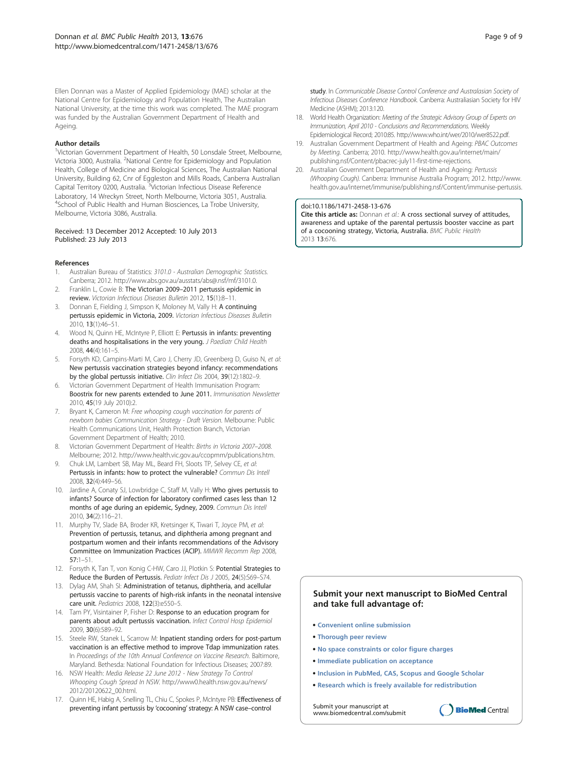Ellen Donnan was a Master of Applied Epidemiology (MAE) scholar at the National Centre for Epidemiology and Population Health, The Australian National University, at the time this work was completed. The MAE program was funded by the Australian Government Department of Health and Ageing.

#### Author details

[1]Victorian Government Department of Health, 50 Lonsdale Street, Melbourne, Victoria 3000, Australia. [2]National Centre for Epidemiology and Population Health, College of Medicine and Biological Sciences, The Australian National University, Building 62, Cnr of Eggleston and Mills Roads, Canberra Australian Capital Territory 0200, Australia. [3]Victorian Infectious Disease Reference Laboratory, 14 Wreckyn Street, North Melbourne, Victoria 3051, Australia. [4]School of Public Health and Human Biosciences, La Trobe University, Melbourne, Victoria 3086, Australia.

Received: 13 December 2012 Accepted: 10 July 2013
Published: 23 July 2013

#### References

1. Australian Bureau of Statistics: *3101.0 - Australian Demographic Statistics*. Canberra; 2012. http://www.abs.gov.au/ausstats/abs@.nsf/mf/3101.0.
2. Franklin L, Cowie B: **The Victorian 2009–2011 pertussis epidemic in review.** *Victorian Infectious Diseases Bulletin* 2012, **15**(1):8–11.
3. Donnan E, Fielding J, Simpson K, Moloney M, Vally H: **A continuing pertussis epidemic in Victoria, 2009.** *Victorian Infectious Diseases Bulletin* 2010, **13**(1):46–51.
4. Wood N, Quinn HE, McIntyre P, Elliott E: **Pertussis in infants: preventing deaths and hospitalisations in the very young.** *J Paediatr Child Health* 2008, **44**(4):161–5.
5. Forsyth KD, Campins-Marti M, Caro J, Cherry JD, Greenberg D, Guiso N, *et al*: **New pertussis vaccination strategies beyond infancy: recommendations by the global pertussis initiative.** *Clin Infect Dis* 2004, **39**(12):1802–9.
6. Victorian Government Department of Health Immunisation Program: **Boostrix for new parents extended to June 2011.** *Immunisation Newsletter* 2010, **45**(19 July 2010):2.
7. Bryant K, Cameron M: *Free whooping cough vaccination for parents of newborn babies Communication Strategy - Draft Version.* Melbourne: Public Health Communications Unit, Health Protection Branch, Victorian Government Department of Health; 2010.
8. Victorian Government Department of Health: *Births in Victoria 2007–2008.* Melbourne; 2012. http://www.health.vic.gov.au/ccopmm/publications.htm.
9. Chuk LM, Lambert SB, May ML, Beard FH, Sloots TP, Selvey CE, *et al*: **Pertussis in infants: how to protect the vulnerable?** *Commun Dis Intell* 2008, **32**(4):449–56.
10. Jardine A, Conaty SJ, Lowbridge C, Staff M, Vally H: **Who gives pertussis to infants? Source of infection for laboratory confirmed cases less than 12 months of age during an epidemic, Sydney, 2009.** *Commun Dis Intell* 2010, **34**(2):116–21.
11. Murphy TV, Slade BA, Broder KR, Kretsinger K, Tiwari T, Joyce PM, *et al*: **Prevention of pertussis, tetanus, and diphtheria among pregnant and postpartum women and their infants recommendations of the Advisory Committee on Immunization Practices (ACIP).** *MMWR Recomm Rep* 2008, **57**:1–51.
12. Forsyth K, Tan T, von Konig C-HW, Caro JJ, Plotkin S: **Potential Strategies to Reduce the Burden of Pertussis.** *Pediatr Infect Dis J* 2005, **24**(5):S69–S74.
13. Dylag AM, Shah SI: **Administration of tetanus, diphtheria, and acellular pertussis vaccine to parents of high-risk infants in the neonatal intensive care unit.** *Pediatrics* 2008, **122**(3):e550–5.
14. Tam PY, Visintainer P, Fisher D: **Response to an education program for parents about adult pertussis vaccination.** *Infect Control Hosp Epidemiol* 2009, **30**(6):589–92.
15. Steele RW, Stanek L, Scarrow M: **Inpatient standing orders for post-partum vaccination is an effective method to improve Tdap immunization rates.** In *Proceedings of the 10th Annual Conference on Vaccine Research.* Baltimore, Maryland. Bethesda: National Foundation for Infectious Diseases; 2007:89.
16. NSW Health: *Media Release 22 June 2012 - New Strategy To Control Whooping Cough Spread In NSW.* http://www0.health.nsw.gov.au/news/2012/20120622_00.html.
17. Quinn HE, Habig A, Snelling TL, Chiu C, Spokes P, McIntyre PB: **Effectiveness of preventing infant pertussis by 'cocooning' strategy: A NSW case–control study.** In *Communicable Disease Control Conference and Australasian Society of Infectious Diseases Conference Handbook.* Canberra: Australiasian Society for HIV Medicine (ASHM); 2013:120.
18. World Health Organization: *Meeting of the Strategic Advisory Group of Experts on Immunization, April 2010 - Conclusions and Recommendations.* Weekly Epidemiological Record; 2010:85. http://www.who.int/wer/2010/wer8522.pdf.
19. Australian Government Department of Health and Ageing: *PBAC Outcomes by Meeting.* Canberra; 2010. http://www.health.gov.au/internet/main/publishing.nsf/Content/pbacrec-july11-first-time-rejections.
20. Australian Government Department of Health and Ageing: *Pertussis (Whooping Cough).* Canberra: Immunise Australia Program; 2012. http://www.health.gov.au/internet/immunise/publishing.nsf/Content/immunise-pertussis.

doi:10.1186/1471-2458-13-676
**Cite this article as:** Donnan *et al.*: A cross sectional survey of attitudes, awareness and uptake of the parental pertussis booster vaccine as part of a cocooning strategy, Victoria, Australia. *BMC Public Health* 2013 **13**:676.

**Submit your next manuscript to BioMed Central and take full advantage of:**

- **Convenient online submission**
- **Thorough peer review**
- **No space constraints or color figure charges**
- **Immediate publication on acceptance**
- **Inclusion in PubMed, CAS, Scopus and Google Scholar**
- **Research which is freely available for redistribution**

Submit your manuscript at www.biomedcentral.com/submit

BioMed Central